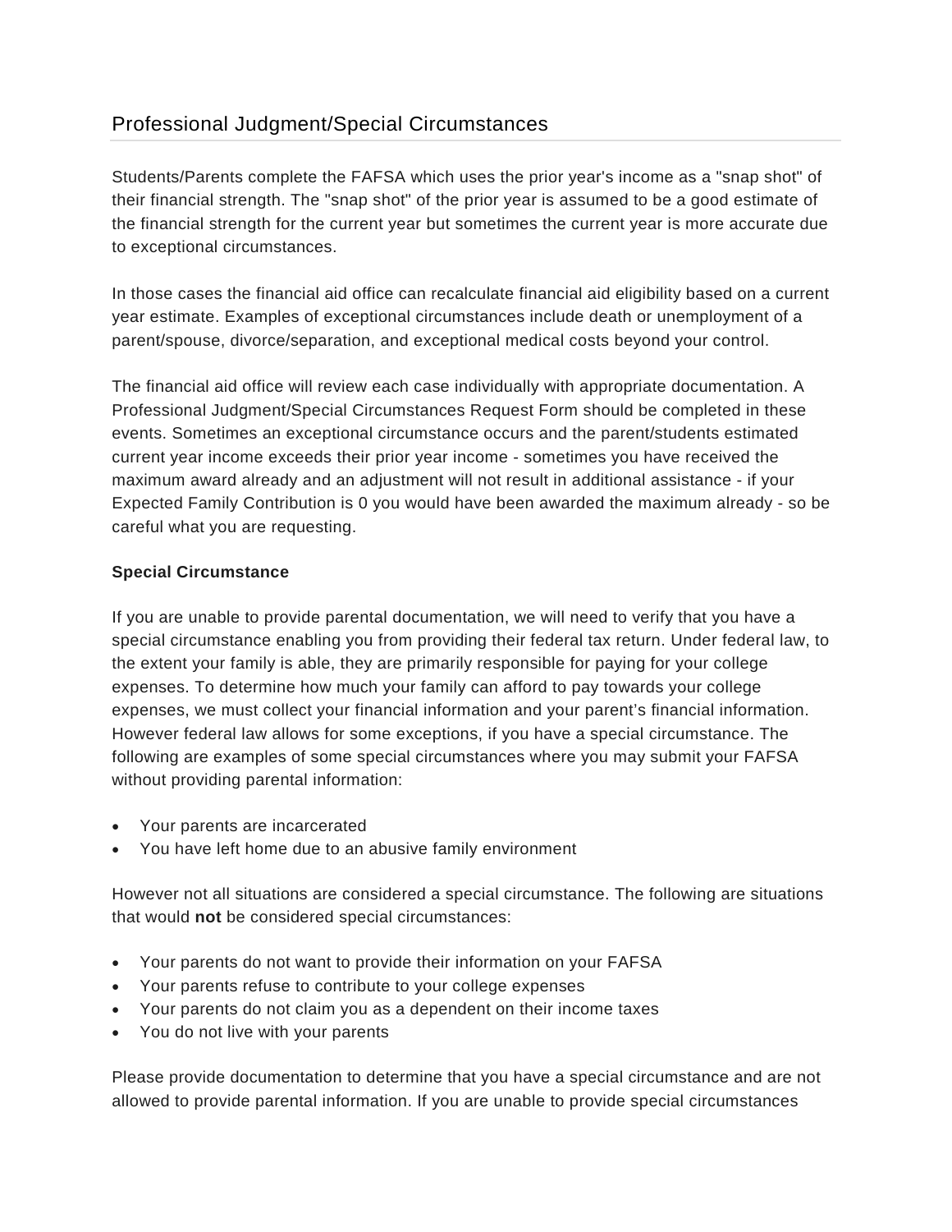## Professional Judgment/Special Circumstances

Students/Parents complete the FAFSA which uses the prior year's income as a "snap shot" of their financial strength. The "snap shot" of the prior year is assumed to be a good estimate of the financial strength for the current year but sometimes the current year is more accurate due to exceptional circumstances.

In those cases the financial aid office can recalculate financial aid eligibility based on a current year estimate. Examples of exceptional circumstances include death or unemployment of a parent/spouse, divorce/separation, and exceptional medical costs beyond your control.

The financial aid office will review each case individually with appropriate documentation. A Professional Judgment/Special Circumstances Request Form should be completed in these events. Sometimes an exceptional circumstance occurs and the parent/students estimated current year income exceeds their prior year income - sometimes you have received the maximum award already and an adjustment will not result in additional assistance - if your Expected Family Contribution is 0 you would have been awarded the maximum already - so be careful what you are requesting.

**Special Circumstance**

If you are unable to provide parental documentation, we will need to verify that you have a special circumstance enabling you from providing their federal tax return. Under federal law, to the extent your family is able, they are primarily responsible for paying for your college expenses. To determine how much your family can afford to pay towards your college expenses, we must collect your financial information and your parent's financial information. However federal law allows for some exceptions, if you have a special circumstance. The following are examples of some special circumstances where you may submit your FAFSA without providing parental information:

- Your parents are incarcerated
- You have left home due to an abusive family environment

However not all situations are considered a special circumstance. The following are situations that would **not** be considered special circumstances:

- Your parents do not want to provide their information on your FAFSA
- Your parents refuse to contribute to your college expenses
- Your parents do not claim you as a dependent on their income taxes
- You do not live with your parents

Please provide documentation to determine that you have a special circumstance and are not allowed to provide parental information. If you are unable to provide special circumstances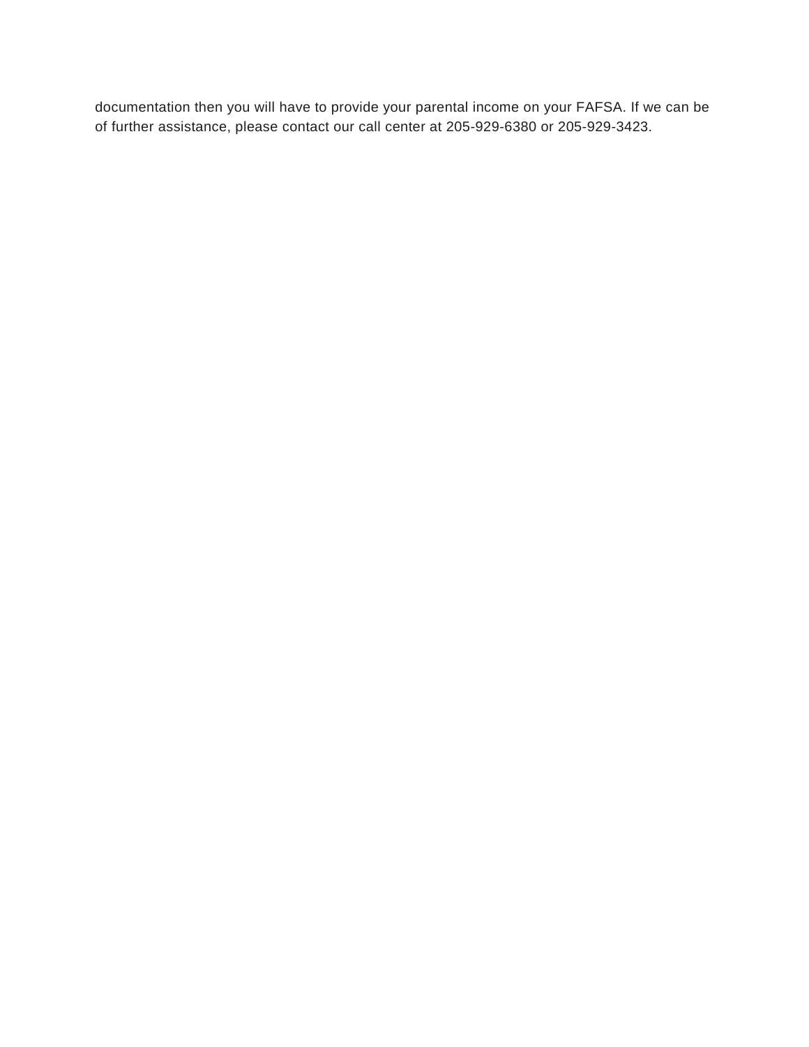documentation then you will have to provide your parental income on your FAFSA. If we can be of further assistance, please contact our call center at 205-929-6380 or 205-929-3423.